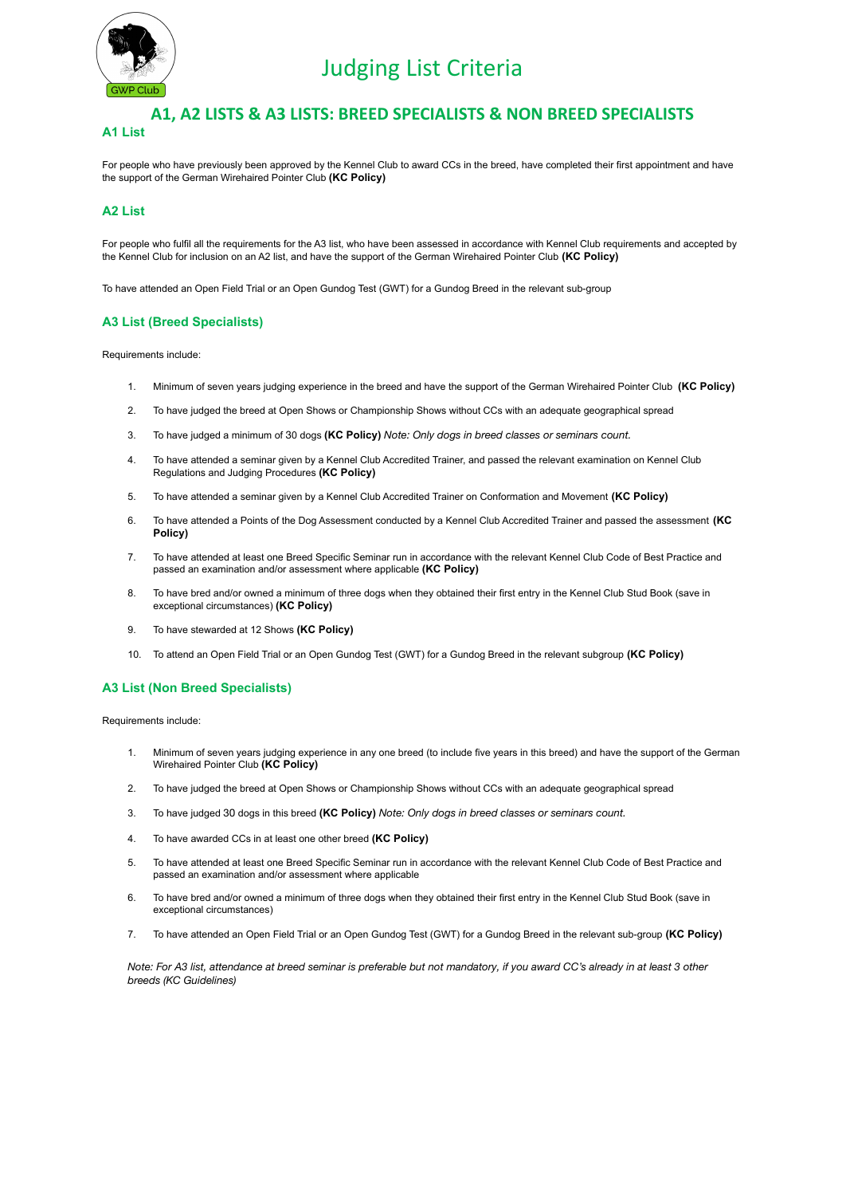GWP Club

# Judging List Criteria

## A1, A2 LISTS & A3 LISTS: BREED SPECIALISTS & NON BREED SPECIALISTS

### A1 List

For people who have previously been approved by the Kennel Club to award CCs in the breed, have completed their first appointment and have the support of the German Wirehaired Pointer Club **(KC Policy)**

### A2 List

For people who fulfil all the requirements for the A3 list, who have been assessed in accordance with Kennel Club requirements and accepted by the Kennel Club for inclusion on an A2 list, and have the support of the German Wirehaired Pointer Club **(KC Policy)**

To have attended an Open Field Trial or an Open Gundog Test (GWT) for a Gundog Breed in the relevant sub-group

### A3 List (Breed Specialists)

Requirements include:

1. Minimum of seven years judging experience in the breed and have the support of the German Wirehaired Pointer Club **(KC Policy)**
2. To have judged the breed at Open Shows or Championship Shows without CCs with an adequate geographical spread
3. To have judged a minimum of 30 dogs **(KC Policy)** *Note: Only dogs in breed classes or seminars count.*
4. To have attended a seminar given by a Kennel Club Accredited Trainer, and passed the relevant examination on Kennel Club Regulations and Judging Procedures **(KC Policy)**
5. To have attended a seminar given by a Kennel Club Accredited Trainer on Conformation and Movement **(KC Policy)**
6. To have attended a Points of the Dog Assessment conducted by a Kennel Club Accredited Trainer and passed the assessment **(KC Policy)**
7. To have attended at least one Breed Specific Seminar run in accordance with the relevant Kennel Club Code of Best Practice and passed an examination and/or assessment where applicable **(KC Policy)**
8. To have bred and/or owned a minimum of three dogs when they obtained their first entry in the Kennel Club Stud Book (save in exceptional circumstances) **(KC Policy)**
9. To have stewarded at 12 Shows **(KC Policy)**
10. To attend an Open Field Trial or an Open Gundog Test (GWT) for a Gundog Breed in the relevant subgroup **(KC Policy)**

### A3 List (Non Breed Specialists)

Requirements include:

1. Minimum of seven years judging experience in any one breed (to include five years in this breed) and have the support of the German Wirehaired Pointer Club **(KC Policy)**
2. To have judged the breed at Open Shows or Championship Shows without CCs with an adequate geographical spread
3. To have judged 30 dogs in this breed **(KC Policy)** *Note: Only dogs in breed classes or seminars count.*
4. To have awarded CCs in at least one other breed **(KC Policy)**
5. To have attended at least one Breed Specific Seminar run in accordance with the relevant Kennel Club Code of Best Practice and passed an examination and/or assessment where applicable
6. To have bred and/or owned a minimum of three dogs when they obtained their first entry in the Kennel Club Stud Book (save in exceptional circumstances)
7. To have attended an Open Field Trial or an Open Gundog Test (GWT) for a Gundog Breed in the relevant sub-group **(KC Policy)**

*Note: For A3 list, attendance at breed seminar is preferable but not mandatory, if you award CC's already in at least 3 other breeds (KC Guidelines)*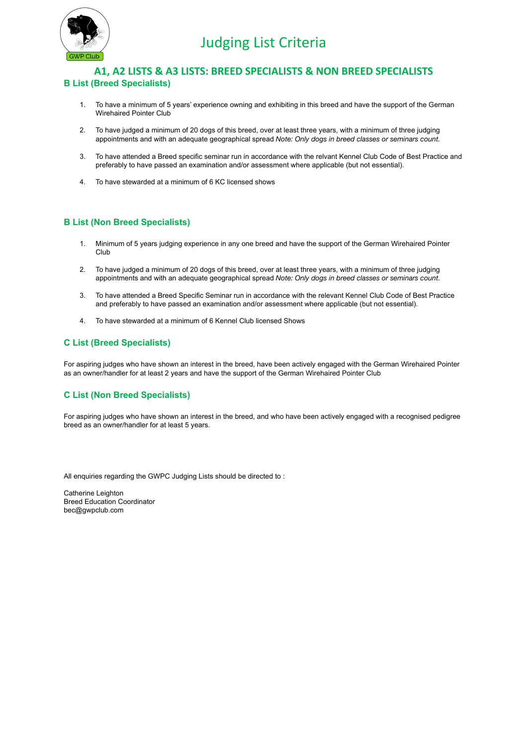# Judging List Criteria

## A1, A2 LISTS & A3 LISTS: BREED SPECIALISTS & NON BREED SPECIALISTS

### B List (Breed Specialists)

1. To have a minimum of 5 years' experience owning and exhibiting in this breed and have the support of the German Wirehaired Pointer Club
2. To have judged a minimum of 20 dogs of this breed, over at least three years, with a minimum of three judging appointments and with an adequate geographical spread *Note: Only dogs in breed classes or seminars count.*
3. To have attended a Breed specific seminar run in accordance with the relvant Kennel Club Code of Best Practice and preferably to have passed an examination and/or assessment where applicable (but not essential).
4. To have stewarded at a minimum of 6 KC licensed shows

### B List (Non Breed Specialists)

1. Minimum of 5 years judging experience in any one breed and have the support of the German Wirehaired Pointer Club
2. To have judged a minimum of 20 dogs of this breed, over at least three years, with a minimum of three judging appointments and with an adequate geographical spread *Note: Only dogs in breed classes or seminars count.*
3. To have attended a Breed Specific Seminar run in accordance with the relevant Kennel Club Code of Best Practice and preferably to have passed an examination and/or assessment where applicable (but not essential).
4. To have stewarded at a minimum of 6 Kennel Club licensed Shows

### C List (Breed Specialists)

For aspiring judges who have shown an interest in the breed, have been actively engaged with the German Wirehaired Pointer as an owner/handler for at least 2 years and have the support of the German Wirehaired Pointer Club

### C List (Non Breed Specialists)

For aspiring judges who have shown an interest in the breed, and who have been actively engaged with a recognised pedigree breed as an owner/handler for at least 5 years.

All enquiries regarding the GWPC Judging Lists should be directed to :

Catherine Leighton
Breed Education Coordinator
bec@gwpclub.com